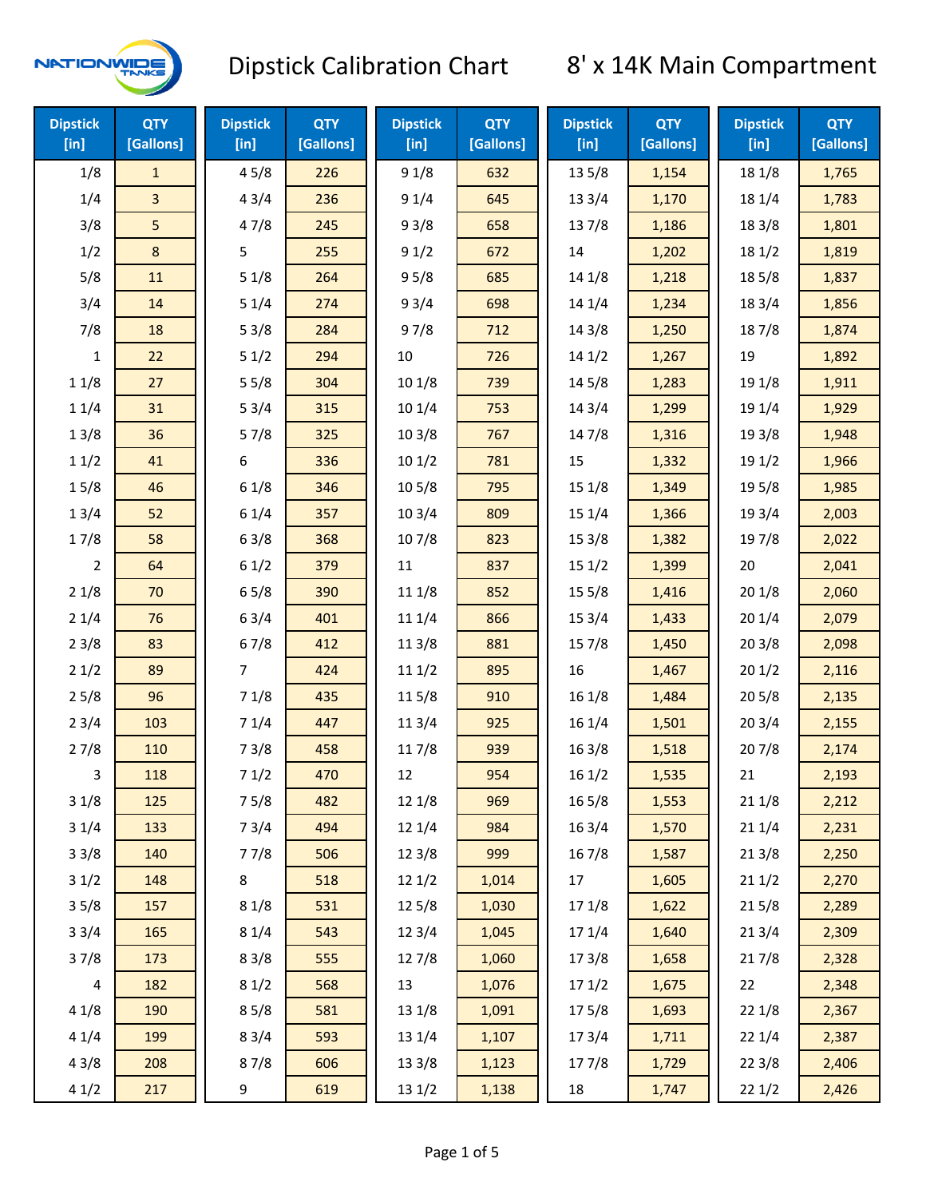# Dipstick Calibration Chart

## 8' x 14K Main Compartment

| Dipstick [in] | QTY [Gallons] | Dipstick [in] | QTY [Gallons] | Dipstick [in] | QTY [Gallons] | Dipstick [in] | QTY [Gallons] | Dipstick [in] | QTY [Gallons] |
|---|---|---|---|---|---|---|---|---|---|
| 1/8 | 1 | 4 5/8 | 226 | 9 1/8 | 632 | 13 5/8 | 1,154 | 18 1/8 | 1,765 |
| 1/4 | 3 | 4 3/4 | 236 | 9 1/4 | 645 | 13 3/4 | 1,170 | 18 1/4 | 1,783 |
| 3/8 | 5 | 4 7/8 | 245 | 9 3/8 | 658 | 13 7/8 | 1,186 | 18 3/8 | 1,801 |
| 1/2 | 8 | 5 | 255 | 9 1/2 | 672 | 14 | 1,202 | 18 1/2 | 1,819 |
| 5/8 | 11 | 5 1/8 | 264 | 9 5/8 | 685 | 14 1/8 | 1,218 | 18 5/8 | 1,837 |
| 3/4 | 14 | 5 1/4 | 274 | 9 3/4 | 698 | 14 1/4 | 1,234 | 18 3/4 | 1,856 |
| 7/8 | 18 | 5 3/8 | 284 | 9 7/8 | 712 | 14 3/8 | 1,250 | 18 7/8 | 1,874 |
| 1 | 22 | 5 1/2 | 294 | 10 | 726 | 14 1/2 | 1,267 | 19 | 1,892 |
| 1 1/8 | 27 | 5 5/8 | 304 | 10 1/8 | 739 | 14 5/8 | 1,283 | 19 1/8 | 1,911 |
| 1 1/4 | 31 | 5 3/4 | 315 | 10 1/4 | 753 | 14 3/4 | 1,299 | 19 1/4 | 1,929 |
| 1 3/8 | 36 | 5 7/8 | 325 | 10 3/8 | 767 | 14 7/8 | 1,316 | 19 3/8 | 1,948 |
| 1 1/2 | 41 | 6 | 336 | 10 1/2 | 781 | 15 | 1,332 | 19 1/2 | 1,966 |
| 1 5/8 | 46 | 6 1/8 | 346 | 10 5/8 | 795 | 15 1/8 | 1,349 | 19 5/8 | 1,985 |
| 1 3/4 | 52 | 6 1/4 | 357 | 10 3/4 | 809 | 15 1/4 | 1,366 | 19 3/4 | 2,003 |
| 1 7/8 | 58 | 6 3/8 | 368 | 10 7/8 | 823 | 15 3/8 | 1,382 | 19 7/8 | 2,022 |
| 2 | 64 | 6 1/2 | 379 | 11 | 837 | 15 1/2 | 1,399 | 20 | 2,041 |
| 2 1/8 | 70 | 6 5/8 | 390 | 11 1/8 | 852 | 15 5/8 | 1,416 | 20 1/8 | 2,060 |
| 2 1/4 | 76 | 6 3/4 | 401 | 11 1/4 | 866 | 15 3/4 | 1,433 | 20 1/4 | 2,079 |
| 2 3/8 | 83 | 6 7/8 | 412 | 11 3/8 | 881 | 15 7/8 | 1,450 | 20 3/8 | 2,098 |
| 2 1/2 | 89 | 7 | 424 | 11 1/2 | 895 | 16 | 1,467 | 20 1/2 | 2,116 |
| 2 5/8 | 96 | 7 1/8 | 435 | 11 5/8 | 910 | 16 1/8 | 1,484 | 20 5/8 | 2,135 |
| 2 3/4 | 103 | 7 1/4 | 447 | 11 3/4 | 925 | 16 1/4 | 1,501 | 20 3/4 | 2,155 |
| 2 7/8 | 110 | 7 3/8 | 458 | 11 7/8 | 939 | 16 3/8 | 1,518 | 20 7/8 | 2,174 |
| 3 | 118 | 7 1/2 | 470 | 12 | 954 | 16 1/2 | 1,535 | 21 | 2,193 |
| 3 1/8 | 125 | 7 5/8 | 482 | 12 1/8 | 969 | 16 5/8 | 1,553 | 21 1/8 | 2,212 |
| 3 1/4 | 133 | 7 3/4 | 494 | 12 1/4 | 984 | 16 3/4 | 1,570 | 21 1/4 | 2,231 |
| 3 3/8 | 140 | 7 7/8 | 506 | 12 3/8 | 999 | 16 7/8 | 1,587 | 21 3/8 | 2,250 |
| 3 1/2 | 148 | 8 | 518 | 12 1/2 | 1,014 | 17 | 1,605 | 21 1/2 | 2,270 |
| 3 5/8 | 157 | 8 1/8 | 531 | 12 5/8 | 1,030 | 17 1/8 | 1,622 | 21 5/8 | 2,289 |
| 3 3/4 | 165 | 8 1/4 | 543 | 12 3/4 | 1,045 | 17 1/4 | 1,640 | 21 3/4 | 2,309 |
| 3 7/8 | 173 | 8 3/8 | 555 | 12 7/8 | 1,060 | 17 3/8 | 1,658 | 21 7/8 | 2,328 |
| 4 | 182 | 8 1/2 | 568 | 13 | 1,076 | 17 1/2 | 1,675 | 22 | 2,348 |
| 4 1/8 | 190 | 8 5/8 | 581 | 13 1/8 | 1,091 | 17 5/8 | 1,693 | 22 1/8 | 2,367 |
| 4 1/4 | 199 | 8 3/4 | 593 | 13 1/4 | 1,107 | 17 3/4 | 1,711 | 22 1/4 | 2,387 |
| 4 3/8 | 208 | 8 7/8 | 606 | 13 3/8 | 1,123 | 17 7/8 | 1,729 | 22 3/8 | 2,406 |
| 4 1/2 | 217 | 9 | 619 | 13 1/2 | 1,138 | 18 | 1,747 | 22 1/2 | 2,426 |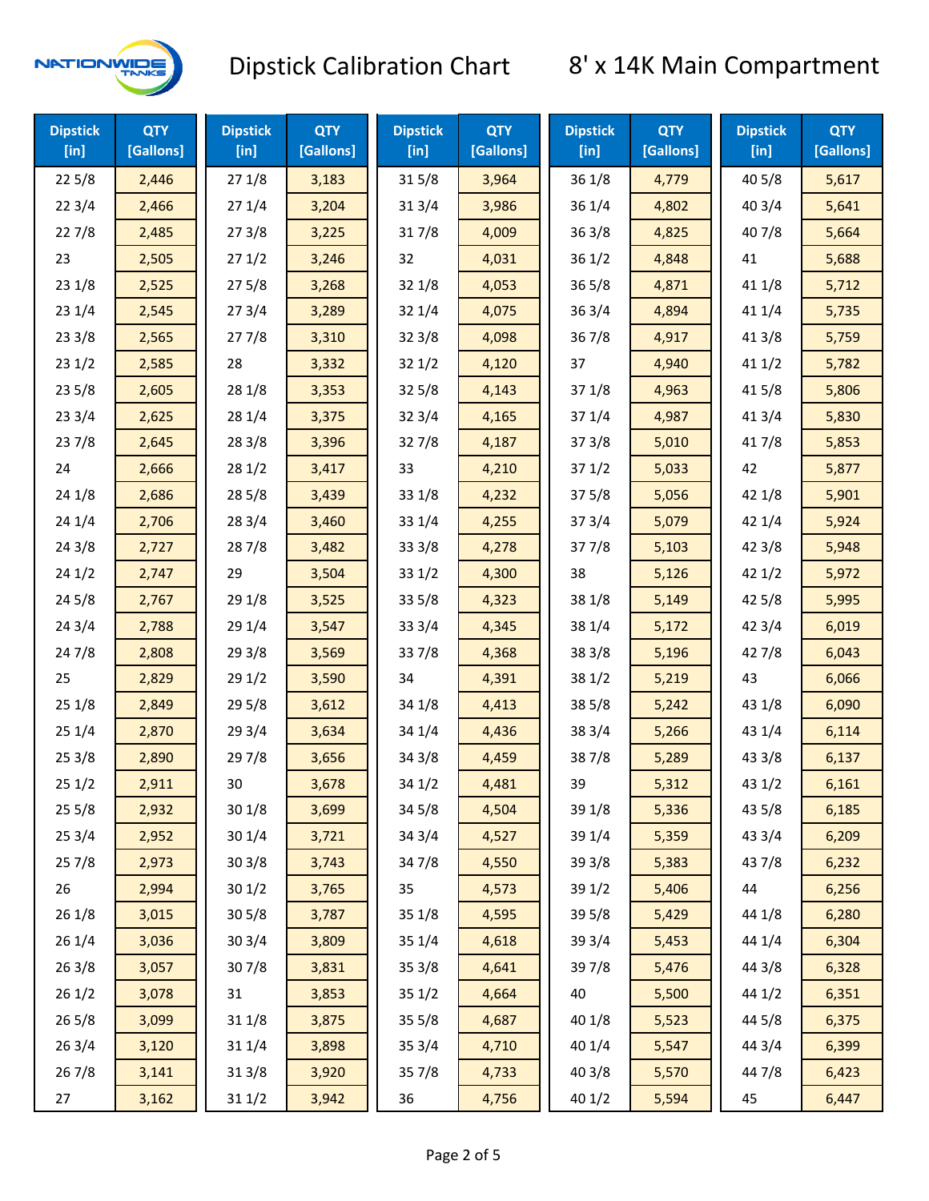# Dipstick Calibration Chart

## 8' x 14K Main Compartment

| Dipstick [in] | QTY [Gallons] | Dipstick [in] | QTY [Gallons] | Dipstick [in] | QTY [Gallons] | Dipstick [in] | QTY [Gallons] | Dipstick [in] | QTY [Gallons] |
|---|---|---|---|---|---|---|---|---|---|
| 22 5/8 | 2,446 | 27 1/8 | 3,183 | 31 5/8 | 3,964 | 36 1/8 | 4,779 | 40 5/8 | 5,617 |
| 22 3/4 | 2,466 | 27 1/4 | 3,204 | 31 3/4 | 3,986 | 36 1/4 | 4,802 | 40 3/4 | 5,641 |
| 22 7/8 | 2,485 | 27 3/8 | 3,225 | 31 7/8 | 4,009 | 36 3/8 | 4,825 | 40 7/8 | 5,664 |
| 23 | 2,505 | 27 1/2 | 3,246 | 32 | 4,031 | 36 1/2 | 4,848 | 41 | 5,688 |
| 23 1/8 | 2,525 | 27 5/8 | 3,268 | 32 1/8 | 4,053 | 36 5/8 | 4,871 | 41 1/8 | 5,712 |
| 23 1/4 | 2,545 | 27 3/4 | 3,289 | 32 1/4 | 4,075 | 36 3/4 | 4,894 | 41 1/4 | 5,735 |
| 23 3/8 | 2,565 | 27 7/8 | 3,310 | 32 3/8 | 4,098 | 36 7/8 | 4,917 | 41 3/8 | 5,759 |
| 23 1/2 | 2,585 | 28 | 3,332 | 32 1/2 | 4,120 | 37 | 4,940 | 41 1/2 | 5,782 |
| 23 5/8 | 2,605 | 28 1/8 | 3,353 | 32 5/8 | 4,143 | 37 1/8 | 4,963 | 41 5/8 | 5,806 |
| 23 3/4 | 2,625 | 28 1/4 | 3,375 | 32 3/4 | 4,165 | 37 1/4 | 4,987 | 41 3/4 | 5,830 |
| 23 7/8 | 2,645 | 28 3/8 | 3,396 | 32 7/8 | 4,187 | 37 3/8 | 5,010 | 41 7/8 | 5,853 |
| 24 | 2,666 | 28 1/2 | 3,417 | 33 | 4,210 | 37 1/2 | 5,033 | 42 | 5,877 |
| 24 1/8 | 2,686 | 28 5/8 | 3,439 | 33 1/8 | 4,232 | 37 5/8 | 5,056 | 42 1/8 | 5,901 |
| 24 1/4 | 2,706 | 28 3/4 | 3,460 | 33 1/4 | 4,255 | 37 3/4 | 5,079 | 42 1/4 | 5,924 |
| 24 3/8 | 2,727 | 28 7/8 | 3,482 | 33 3/8 | 4,278 | 37 7/8 | 5,103 | 42 3/8 | 5,948 |
| 24 1/2 | 2,747 | 29 | 3,504 | 33 1/2 | 4,300 | 38 | 5,126 | 42 1/2 | 5,972 |
| 24 5/8 | 2,767 | 29 1/8 | 3,525 | 33 5/8 | 4,323 | 38 1/8 | 5,149 | 42 5/8 | 5,995 |
| 24 3/4 | 2,788 | 29 1/4 | 3,547 | 33 3/4 | 4,345 | 38 1/4 | 5,172 | 42 3/4 | 6,019 |
| 24 7/8 | 2,808 | 29 3/8 | 3,569 | 33 7/8 | 4,368 | 38 3/8 | 5,196 | 42 7/8 | 6,043 |
| 25 | 2,829 | 29 1/2 | 3,590 | 34 | 4,391 | 38 1/2 | 5,219 | 43 | 6,066 |
| 25 1/8 | 2,849 | 29 5/8 | 3,612 | 34 1/8 | 4,413 | 38 5/8 | 5,242 | 43 1/8 | 6,090 |
| 25 1/4 | 2,870 | 29 3/4 | 3,634 | 34 1/4 | 4,436 | 38 3/4 | 5,266 | 43 1/4 | 6,114 |
| 25 3/8 | 2,890 | 29 7/8 | 3,656 | 34 3/8 | 4,459 | 38 7/8 | 5,289 | 43 3/8 | 6,137 |
| 25 1/2 | 2,911 | 30 | 3,678 | 34 1/2 | 4,481 | 39 | 5,312 | 43 1/2 | 6,161 |
| 25 5/8 | 2,932 | 30 1/8 | 3,699 | 34 5/8 | 4,504 | 39 1/8 | 5,336 | 43 5/8 | 6,185 |
| 25 3/4 | 2,952 | 30 1/4 | 3,721 | 34 3/4 | 4,527 | 39 1/4 | 5,359 | 43 3/4 | 6,209 |
| 25 7/8 | 2,973 | 30 3/8 | 3,743 | 34 7/8 | 4,550 | 39 3/8 | 5,383 | 43 7/8 | 6,232 |
| 26 | 2,994 | 30 1/2 | 3,765 | 35 | 4,573 | 39 1/2 | 5,406 | 44 | 6,256 |
| 26 1/8 | 3,015 | 30 5/8 | 3,787 | 35 1/8 | 4,595 | 39 5/8 | 5,429 | 44 1/8 | 6,280 |
| 26 1/4 | 3,036 | 30 3/4 | 3,809 | 35 1/4 | 4,618 | 39 3/4 | 5,453 | 44 1/4 | 6,304 |
| 26 3/8 | 3,057 | 30 7/8 | 3,831 | 35 3/8 | 4,641 | 39 7/8 | 5,476 | 44 3/8 | 6,328 |
| 26 1/2 | 3,078 | 31 | 3,853 | 35 1/2 | 4,664 | 40 | 5,500 | 44 1/2 | 6,351 |
| 26 5/8 | 3,099 | 31 1/8 | 3,875 | 35 5/8 | 4,687 | 40 1/8 | 5,523 | 44 5/8 | 6,375 |
| 26 3/4 | 3,120 | 31 1/4 | 3,898 | 35 3/4 | 4,710 | 40 1/4 | 5,547 | 44 3/4 | 6,399 |
| 26 7/8 | 3,141 | 31 3/8 | 3,920 | 35 7/8 | 4,733 | 40 3/8 | 5,570 | 44 7/8 | 6,423 |
| 27 | 3,162 | 31 1/2 | 3,942 | 36 | 4,756 | 40 1/2 | 5,594 | 45 | 6,447 |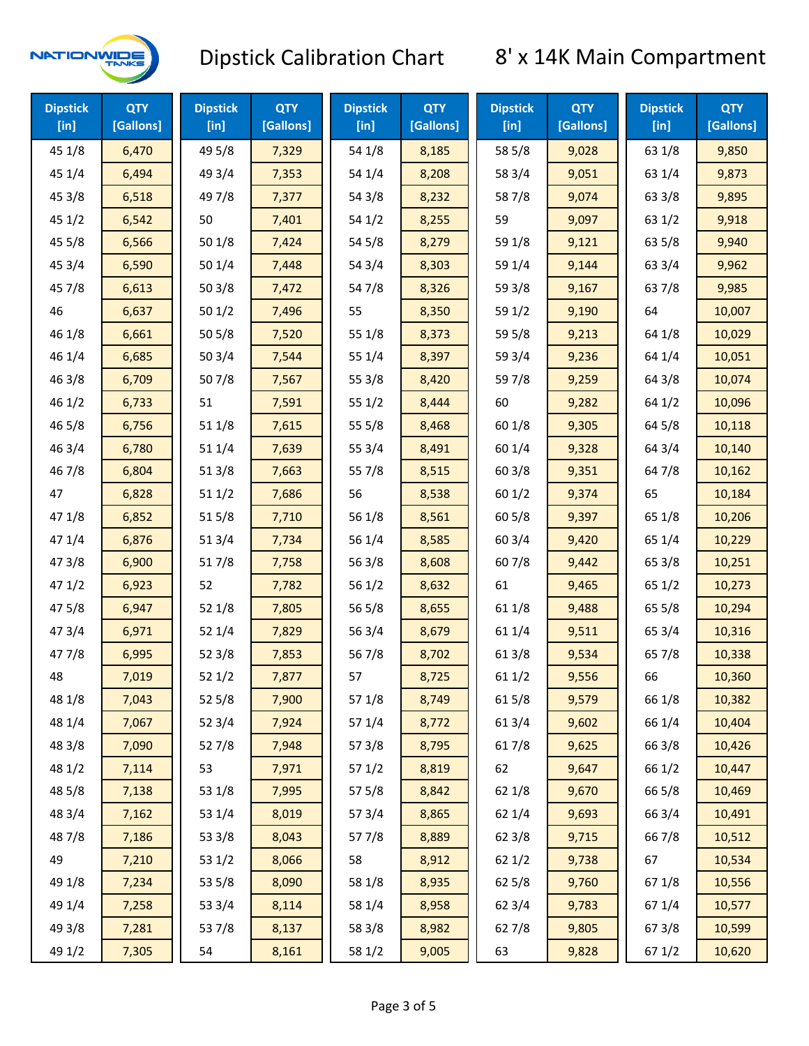# Dipstick Calibration Chart

## 8' x 14K Main Compartment

| Dipstick [in] | QTY [Gallons] | Dipstick [in] | QTY [Gallons] | Dipstick [in] | QTY [Gallons] | Dipstick [in] | QTY [Gallons] | Dipstick [in] | QTY [Gallons] |
|---|---|---|---|---|---|---|---|---|---|
| 45 1/8 | 6,470 | 49 5/8 | 7,329 | 54 1/8 | 8,185 | 58 5/8 | 9,028 | 63 1/8 | 9,850 |
| 45 1/4 | 6,494 | 49 3/4 | 7,353 | 54 1/4 | 8,208 | 58 3/4 | 9,051 | 63 1/4 | 9,873 |
| 45 3/8 | 6,518 | 49 7/8 | 7,377 | 54 3/8 | 8,232 | 58 7/8 | 9,074 | 63 3/8 | 9,895 |
| 45 1/2 | 6,542 | 50 | 7,401 | 54 1/2 | 8,255 | 59 | 9,097 | 63 1/2 | 9,918 |
| 45 5/8 | 6,566 | 50 1/8 | 7,424 | 54 5/8 | 8,279 | 59 1/8 | 9,121 | 63 5/8 | 9,940 |
| 45 3/4 | 6,590 | 50 1/4 | 7,448 | 54 3/4 | 8,303 | 59 1/4 | 9,144 | 63 3/4 | 9,962 |
| 45 7/8 | 6,613 | 50 3/8 | 7,472 | 54 7/8 | 8,326 | 59 3/8 | 9,167 | 63 7/8 | 9,985 |
| 46 | 6,637 | 50 1/2 | 7,496 | 55 | 8,350 | 59 1/2 | 9,190 | 64 | 10,007 |
| 46 1/8 | 6,661 | 50 5/8 | 7,520 | 55 1/8 | 8,373 | 59 5/8 | 9,213 | 64 1/8 | 10,029 |
| 46 1/4 | 6,685 | 50 3/4 | 7,544 | 55 1/4 | 8,397 | 59 3/4 | 9,236 | 64 1/4 | 10,051 |
| 46 3/8 | 6,709 | 50 7/8 | 7,567 | 55 3/8 | 8,420 | 59 7/8 | 9,259 | 64 3/8 | 10,074 |
| 46 1/2 | 6,733 | 51 | 7,591 | 55 1/2 | 8,444 | 60 | 9,282 | 64 1/2 | 10,096 |
| 46 5/8 | 6,756 | 51 1/8 | 7,615 | 55 5/8 | 8,468 | 60 1/8 | 9,305 | 64 5/8 | 10,118 |
| 46 3/4 | 6,780 | 51 1/4 | 7,639 | 55 3/4 | 8,491 | 60 1/4 | 9,328 | 64 3/4 | 10,140 |
| 46 7/8 | 6,804 | 51 3/8 | 7,663 | 55 7/8 | 8,515 | 60 3/8 | 9,351 | 64 7/8 | 10,162 |
| 47 | 6,828 | 51 1/2 | 7,686 | 56 | 8,538 | 60 1/2 | 9,374 | 65 | 10,184 |
| 47 1/8 | 6,852 | 51 5/8 | 7,710 | 56 1/8 | 8,561 | 60 5/8 | 9,397 | 65 1/8 | 10,206 |
| 47 1/4 | 6,876 | 51 3/4 | 7,734 | 56 1/4 | 8,585 | 60 3/4 | 9,420 | 65 1/4 | 10,229 |
| 47 3/8 | 6,900 | 51 7/8 | 7,758 | 56 3/8 | 8,608 | 60 7/8 | 9,442 | 65 3/8 | 10,251 |
| 47 1/2 | 6,923 | 52 | 7,782 | 56 1/2 | 8,632 | 61 | 9,465 | 65 1/2 | 10,273 |
| 47 5/8 | 6,947 | 52 1/8 | 7,805 | 56 5/8 | 8,655 | 61 1/8 | 9,488 | 65 5/8 | 10,294 |
| 47 3/4 | 6,971 | 52 1/4 | 7,829 | 56 3/4 | 8,679 | 61 1/4 | 9,511 | 65 3/4 | 10,316 |
| 47 7/8 | 6,995 | 52 3/8 | 7,853 | 56 7/8 | 8,702 | 61 3/8 | 9,534 | 65 7/8 | 10,338 |
| 48 | 7,019 | 52 1/2 | 7,877 | 57 | 8,725 | 61 1/2 | 9,556 | 66 | 10,360 |
| 48 1/8 | 7,043 | 52 5/8 | 7,900 | 57 1/8 | 8,749 | 61 5/8 | 9,579 | 66 1/8 | 10,382 |
| 48 1/4 | 7,067 | 52 3/4 | 7,924 | 57 1/4 | 8,772 | 61 3/4 | 9,602 | 66 1/4 | 10,404 |
| 48 3/8 | 7,090 | 52 7/8 | 7,948 | 57 3/8 | 8,795 | 61 7/8 | 9,625 | 66 3/8 | 10,426 |
| 48 1/2 | 7,114 | 53 | 7,971 | 57 1/2 | 8,819 | 62 | 9,647 | 66 1/2 | 10,447 |
| 48 5/8 | 7,138 | 53 1/8 | 7,995 | 57 5/8 | 8,842 | 62 1/8 | 9,670 | 66 5/8 | 10,469 |
| 48 3/4 | 7,162 | 53 1/4 | 8,019 | 57 3/4 | 8,865 | 62 1/4 | 9,693 | 66 3/4 | 10,491 |
| 48 7/8 | 7,186 | 53 3/8 | 8,043 | 57 7/8 | 8,889 | 62 3/8 | 9,715 | 66 7/8 | 10,512 |
| 49 | 7,210 | 53 1/2 | 8,066 | 58 | 8,912 | 62 1/2 | 9,738 | 67 | 10,534 |
| 49 1/8 | 7,234 | 53 5/8 | 8,090 | 58 1/8 | 8,935 | 62 5/8 | 9,760 | 67 1/8 | 10,556 |
| 49 1/4 | 7,258 | 53 3/4 | 8,114 | 58 1/4 | 8,958 | 62 3/4 | 9,783 | 67 1/4 | 10,577 |
| 49 3/8 | 7,281 | 53 7/8 | 8,137 | 58 3/8 | 8,982 | 62 7/8 | 9,805 | 67 3/8 | 10,599 |
| 49 1/2 | 7,305 | 54 | 8,161 | 58 1/2 | 9,005 | 63 | 9,828 | 67 1/2 | 10,620 |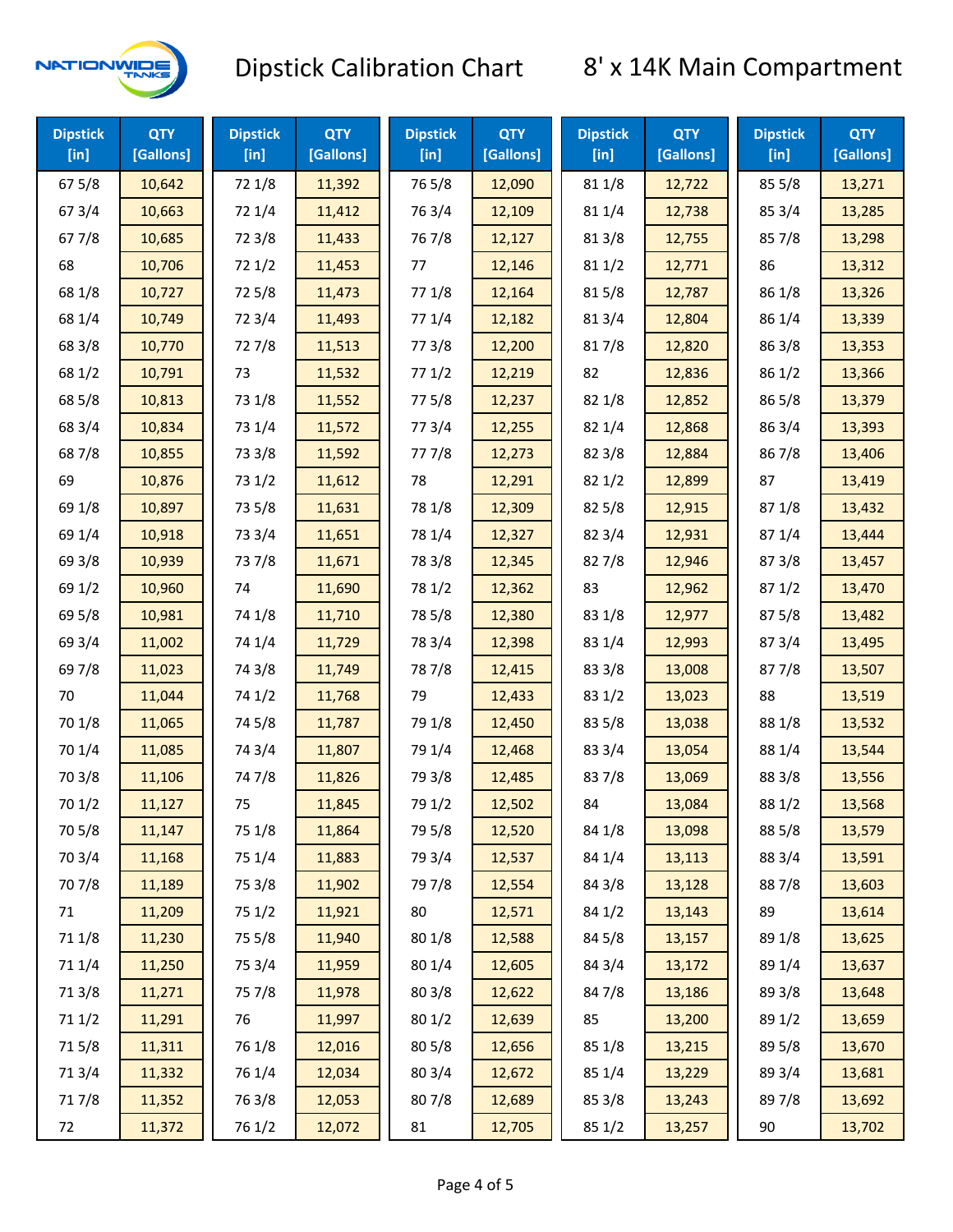# Dipstick Calibration Chart

## 8' x 14K Main Compartment

| Dipstick [in] | QTY [Gallons] | Dipstick [in] | QTY [Gallons] | Dipstick [in] | QTY [Gallons] | Dipstick [in] | QTY [Gallons] | Dipstick [in] | QTY [Gallons] |
|---|---|---|---|---|---|---|---|---|---|
| 67 5/8 | 10,642 | 72 1/8 | 11,392 | 76 5/8 | 12,090 | 81 1/8 | 12,722 | 85 5/8 | 13,271 |
| 67 3/4 | 10,663 | 72 1/4 | 11,412 | 76 3/4 | 12,109 | 81 1/4 | 12,738 | 85 3/4 | 13,285 |
| 67 7/8 | 10,685 | 72 3/8 | 11,433 | 76 7/8 | 12,127 | 81 3/8 | 12,755 | 85 7/8 | 13,298 |
| 68 | 10,706 | 72 1/2 | 11,453 | 77 | 12,146 | 81 1/2 | 12,771 | 86 | 13,312 |
| 68 1/8 | 10,727 | 72 5/8 | 11,473 | 77 1/8 | 12,164 | 81 5/8 | 12,787 | 86 1/8 | 13,326 |
| 68 1/4 | 10,749 | 72 3/4 | 11,493 | 77 1/4 | 12,182 | 81 3/4 | 12,804 | 86 1/4 | 13,339 |
| 68 3/8 | 10,770 | 72 7/8 | 11,513 | 77 3/8 | 12,200 | 81 7/8 | 12,820 | 86 3/8 | 13,353 |
| 68 1/2 | 10,791 | 73 | 11,532 | 77 1/2 | 12,219 | 82 | 12,836 | 86 1/2 | 13,366 |
| 68 5/8 | 10,813 | 73 1/8 | 11,552 | 77 5/8 | 12,237 | 82 1/8 | 12,852 | 86 5/8 | 13,379 |
| 68 3/4 | 10,834 | 73 1/4 | 11,572 | 77 3/4 | 12,255 | 82 1/4 | 12,868 | 86 3/4 | 13,393 |
| 68 7/8 | 10,855 | 73 3/8 | 11,592 | 77 7/8 | 12,273 | 82 3/8 | 12,884 | 86 7/8 | 13,406 |
| 69 | 10,876 | 73 1/2 | 11,612 | 78 | 12,291 | 82 1/2 | 12,899 | 87 | 13,419 |
| 69 1/8 | 10,897 | 73 5/8 | 11,631 | 78 1/8 | 12,309 | 82 5/8 | 12,915 | 87 1/8 | 13,432 |
| 69 1/4 | 10,918 | 73 3/4 | 11,651 | 78 1/4 | 12,327 | 82 3/4 | 12,931 | 87 1/4 | 13,444 |
| 69 3/8 | 10,939 | 73 7/8 | 11,671 | 78 3/8 | 12,345 | 82 7/8 | 12,946 | 87 3/8 | 13,457 |
| 69 1/2 | 10,960 | 74 | 11,690 | 78 1/2 | 12,362 | 83 | 12,962 | 87 1/2 | 13,470 |
| 69 5/8 | 10,981 | 74 1/8 | 11,710 | 78 5/8 | 12,380 | 83 1/8 | 12,977 | 87 5/8 | 13,482 |
| 69 3/4 | 11,002 | 74 1/4 | 11,729 | 78 3/4 | 12,398 | 83 1/4 | 12,993 | 87 3/4 | 13,495 |
| 69 7/8 | 11,023 | 74 3/8 | 11,749 | 78 7/8 | 12,415 | 83 3/8 | 13,008 | 87 7/8 | 13,507 |
| 70 | 11,044 | 74 1/2 | 11,768 | 79 | 12,433 | 83 1/2 | 13,023 | 88 | 13,519 |
| 70 1/8 | 11,065 | 74 5/8 | 11,787 | 79 1/8 | 12,450 | 83 5/8 | 13,038 | 88 1/8 | 13,532 |
| 70 1/4 | 11,085 | 74 3/4 | 11,807 | 79 1/4 | 12,468 | 83 3/4 | 13,054 | 88 1/4 | 13,544 |
| 70 3/8 | 11,106 | 74 7/8 | 11,826 | 79 3/8 | 12,485 | 83 7/8 | 13,069 | 88 3/8 | 13,556 |
| 70 1/2 | 11,127 | 75 | 11,845 | 79 1/2 | 12,502 | 84 | 13,084 | 88 1/2 | 13,568 |
| 70 5/8 | 11,147 | 75 1/8 | 11,864 | 79 5/8 | 12,520 | 84 1/8 | 13,098 | 88 5/8 | 13,579 |
| 70 3/4 | 11,168 | 75 1/4 | 11,883 | 79 3/4 | 12,537 | 84 1/4 | 13,113 | 88 3/4 | 13,591 |
| 70 7/8 | 11,189 | 75 3/8 | 11,902 | 79 7/8 | 12,554 | 84 3/8 | 13,128 | 88 7/8 | 13,603 |
| 71 | 11,209 | 75 1/2 | 11,921 | 80 | 12,571 | 84 1/2 | 13,143 | 89 | 13,614 |
| 71 1/8 | 11,230 | 75 5/8 | 11,940 | 80 1/8 | 12,588 | 84 5/8 | 13,157 | 89 1/8 | 13,625 |
| 71 1/4 | 11,250 | 75 3/4 | 11,959 | 80 1/4 | 12,605 | 84 3/4 | 13,172 | 89 1/4 | 13,637 |
| 71 3/8 | 11,271 | 75 7/8 | 11,978 | 80 3/8 | 12,622 | 84 7/8 | 13,186 | 89 3/8 | 13,648 |
| 71 1/2 | 11,291 | 76 | 11,997 | 80 1/2 | 12,639 | 85 | 13,200 | 89 1/2 | 13,659 |
| 71 5/8 | 11,311 | 76 1/8 | 12,016 | 80 5/8 | 12,656 | 85 1/8 | 13,215 | 89 5/8 | 13,670 |
| 71 3/4 | 11,332 | 76 1/4 | 12,034 | 80 3/4 | 12,672 | 85 1/4 | 13,229 | 89 3/4 | 13,681 |
| 71 7/8 | 11,352 | 76 3/8 | 12,053 | 80 7/8 | 12,689 | 85 3/8 | 13,243 | 89 7/8 | 13,692 |
| 72 | 11,372 | 76 1/2 | 12,072 | 81 | 12,705 | 85 1/2 | 13,257 | 90 | 13,702 |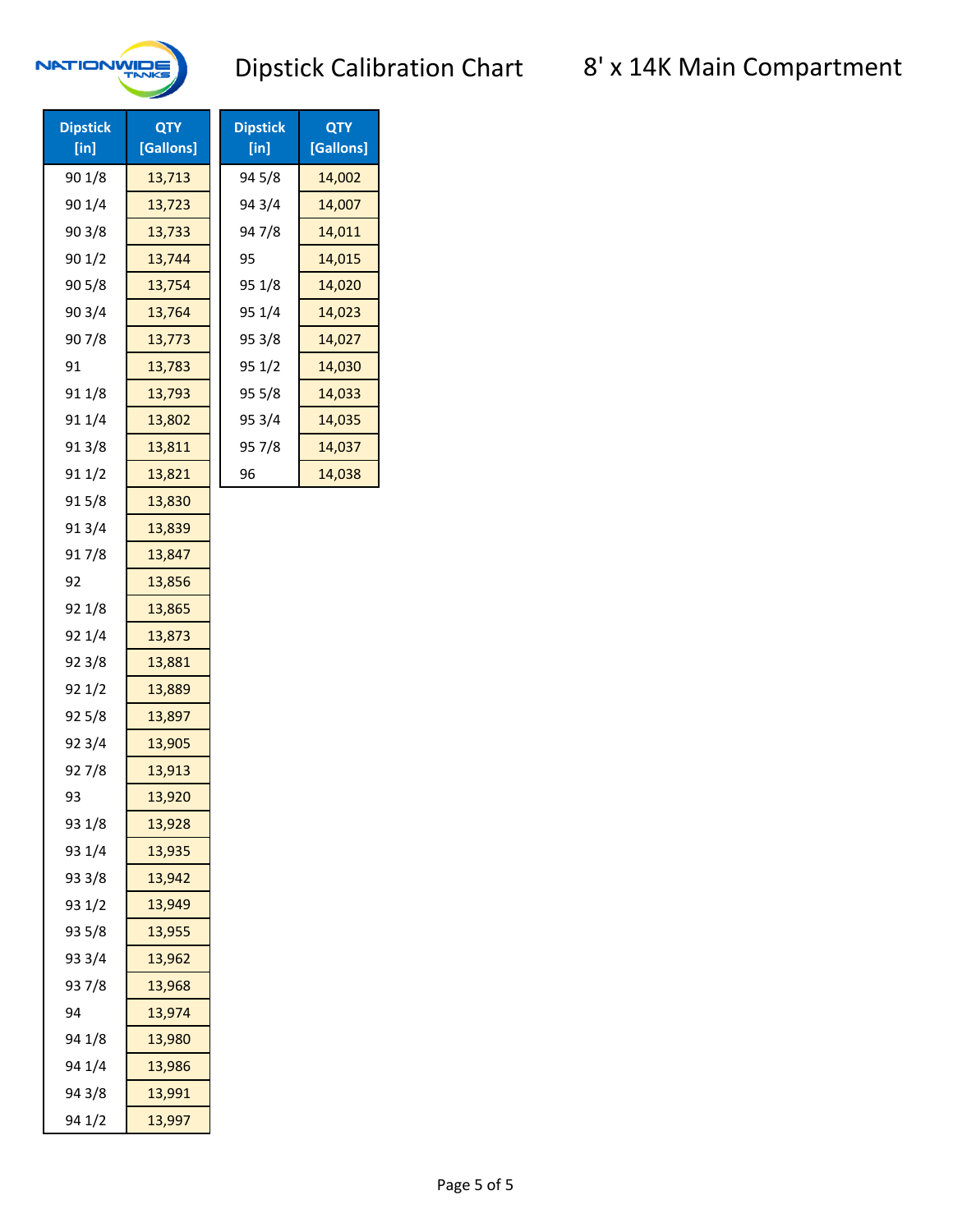# Dipstick Calibration Chart

## 8' x 14K Main Compartment

| Dipstick [in] | QTY [Gallons] |
|---|---|
| 90 1/8 | 13,713 |
| 90 1/4 | 13,723 |
| 90 3/8 | 13,733 |
| 90 1/2 | 13,744 |
| 90 5/8 | 13,754 |
| 90 3/4 | 13,764 |
| 90 7/8 | 13,773 |
| 91 | 13,783 |
| 91 1/8 | 13,793 |
| 91 1/4 | 13,802 |
| 91 3/8 | 13,811 |
| 91 1/2 | 13,821 |
| 91 5/8 | 13,830 |
| 91 3/4 | 13,839 |
| 91 7/8 | 13,847 |
| 92 | 13,856 |
| 92 1/8 | 13,865 |
| 92 1/4 | 13,873 |
| 92 3/8 | 13,881 |
| 92 1/2 | 13,889 |
| 92 5/8 | 13,897 |
| 92 3/4 | 13,905 |
| 92 7/8 | 13,913 |
| 93 | 13,920 |
| 93 1/8 | 13,928 |
| 93 1/4 | 13,935 |
| 93 3/8 | 13,942 |
| 93 1/2 | 13,949 |
| 93 5/8 | 13,955 |
| 93 3/4 | 13,962 |
| 93 7/8 | 13,968 |
| 94 | 13,974 |
| 94 1/8 | 13,980 |
| 94 1/4 | 13,986 |
| 94 3/8 | 13,991 |
| 94 1/2 | 13,997 |
| 94 5/8 | 14,002 |
| 94 3/4 | 14,007 |
| 94 7/8 | 14,011 |
| 95 | 14,015 |
| 95 1/8 | 14,020 |
| 95 1/4 | 14,023 |
| 95 3/8 | 14,027 |
| 95 1/2 | 14,030 |
| 95 5/8 | 14,033 |
| 95 3/4 | 14,035 |
| 95 7/8 | 14,037 |
| 96 | 14,038 |